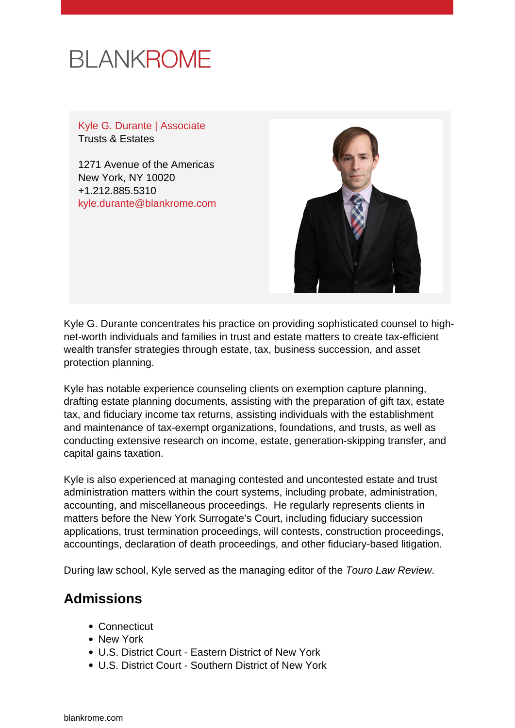BLANKROME

Kyle G. Durante | Associate
Trusts & Estates

1271 Avenue of the Americas
New York, NY 10020
+1.212.885.5310
kyle.durante@blankrome.com

Kyle G. Durante concentrates his practice on providing sophisticated counsel to high-net-worth individuals and families in trust and estate matters to create tax-efficient wealth transfer strategies through estate, tax, business succession, and asset protection planning.

Kyle has notable experience counseling clients on exemption capture planning, drafting estate planning documents, assisting with the preparation of gift tax, estate tax, and fiduciary income tax returns, assisting individuals with the establishment and maintenance of tax-exempt organizations, foundations, and trusts, as well as conducting extensive research on income, estate, generation-skipping transfer, and capital gains taxation.

Kyle is also experienced at managing contested and uncontested estate and trust administration matters within the court systems, including probate, administration, accounting, and miscellaneous proceedings. He regularly represents clients in matters before the New York Surrogate's Court, including fiduciary succession applications, trust termination proceedings, will contests, construction proceedings, accountings, declaration of death proceedings, and other fiduciary-based litigation.

During law school, Kyle served as the managing editor of the *Touro Law Review*.

## Admissions

- Connecticut
- New York
- U.S. District Court - Eastern District of New York
- U.S. District Court - Southern District of New York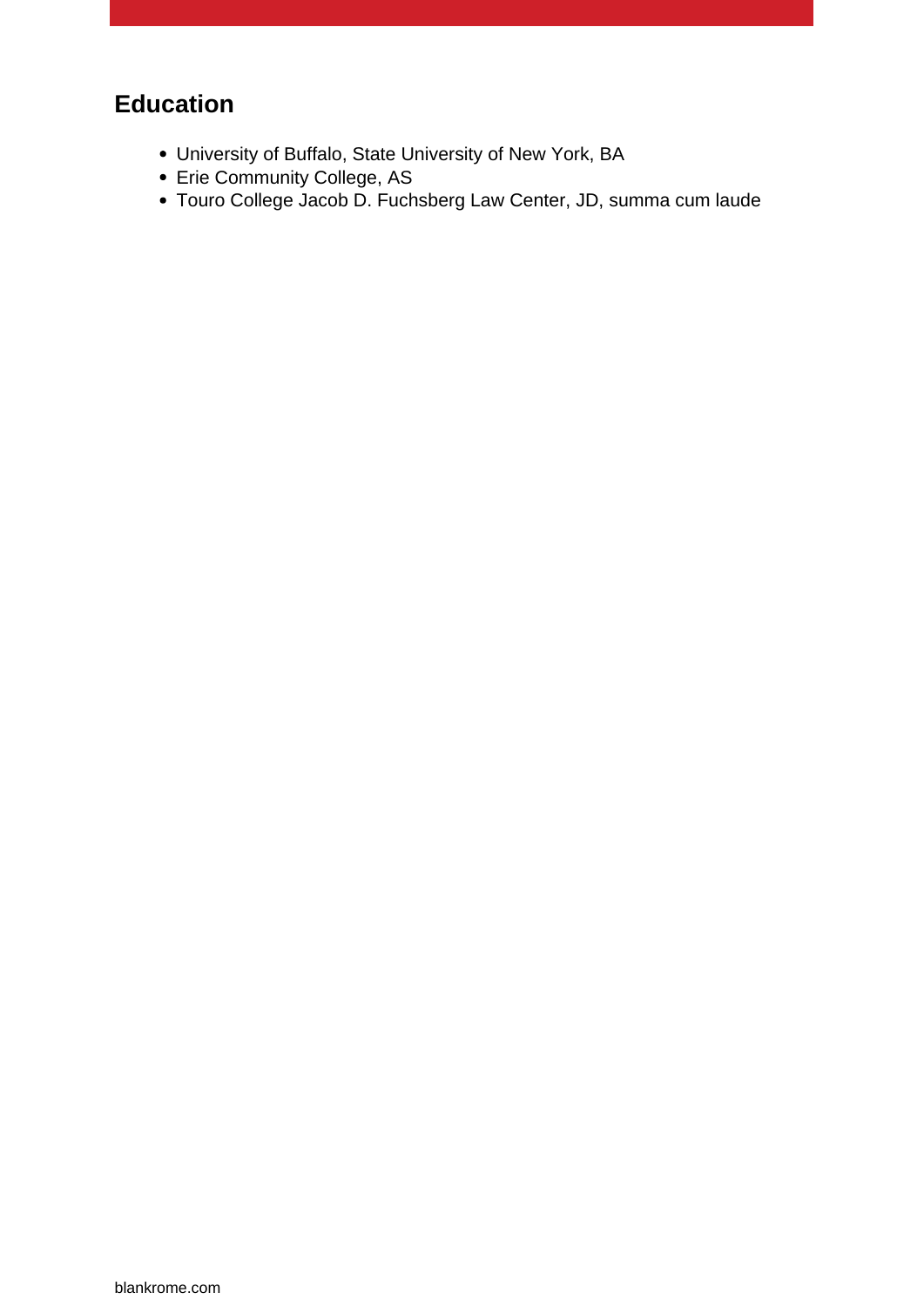## Education

- University of Buffalo, State University of New York, BA
- Erie Community College, AS
- Touro College Jacob D. Fuchsberg Law Center, JD, summa cum laude